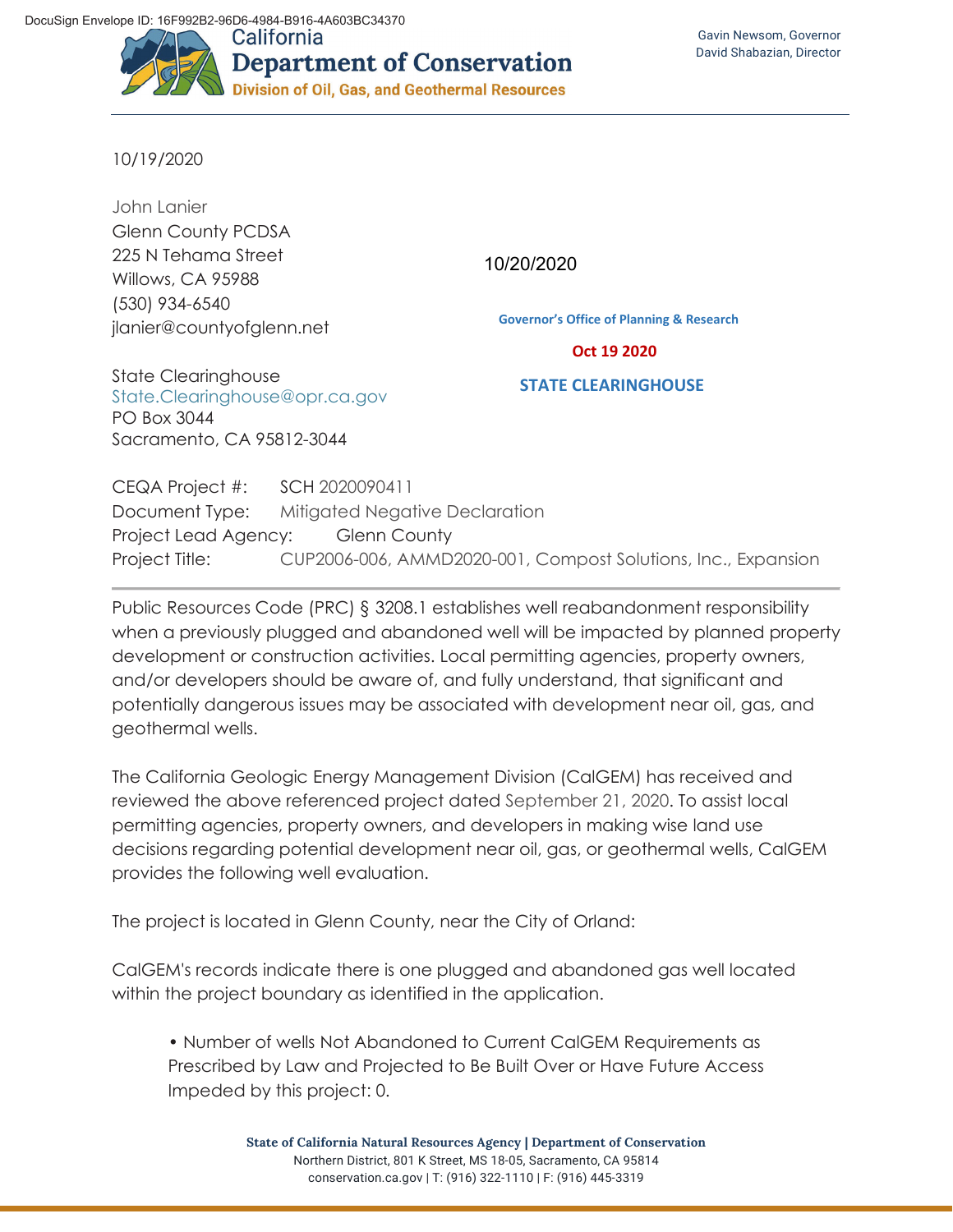DocuSign Envelope ID: 16F992B2-96D6-4984-B916-4A603BC34370

California
**Department of Conservation**
**Division of Oil, Gas, and Geothermal Resources**

Gavin Newsom, Governor
David Shabazian, Director

10/19/2020

John Lanier
Glenn County PCDSA
225 N Tehama Street
Willows, CA 95988
(530) 934-6540
jlanier@countyofglenn.net

10/20/2020

Governor's Office of Planning & Research

Oct 19 2020

STATE CLEARINGHOUSE

State Clearinghouse
State.Clearinghouse@opr.ca.gov
PO Box 3044
Sacramento, CA 95812-3044

CEQA Project #: SCH 2020090411
Document Type: Mitigated Negative Declaration
Project Lead Agency: Glenn County
Project Title: CUP2006-006, AMMD2020-001, Compost Solutions, Inc., Expansion

---

Public Resources Code (PRC) § 3208.1 establishes well reabandonment responsibility when a previously plugged and abandoned well will be impacted by planned property development or construction activities. Local permitting agencies, property owners, and/or developers should be aware of, and fully understand, that significant and potentially dangerous issues may be associated with development near oil, gas, and geothermal wells.

The California Geologic Energy Management Division (CalGEM) has received and reviewed the above referenced project dated September 21, 2020. To assist local permitting agencies, property owners, and developers in making wise land use decisions regarding potential development near oil, gas, or geothermal wells, CalGEM provides the following well evaluation.

The project is located in Glenn County, near the City of Orland:

CalGEM's records indicate there is one plugged and abandoned gas well located within the project boundary as identified in the application.

- Number of wells Not Abandoned to Current CalGEM Requirements as Prescribed by Law and Projected to Be Built Over or Have Future Access Impeded by this project: 0.

**State of California Natural Resources Agency | Department of Conservation**
Northern District, 801 K Street, MS 18-05, Sacramento, CA 95814
conservation.ca.gov | T: (916) 322-1110 | F: (916) 445-3319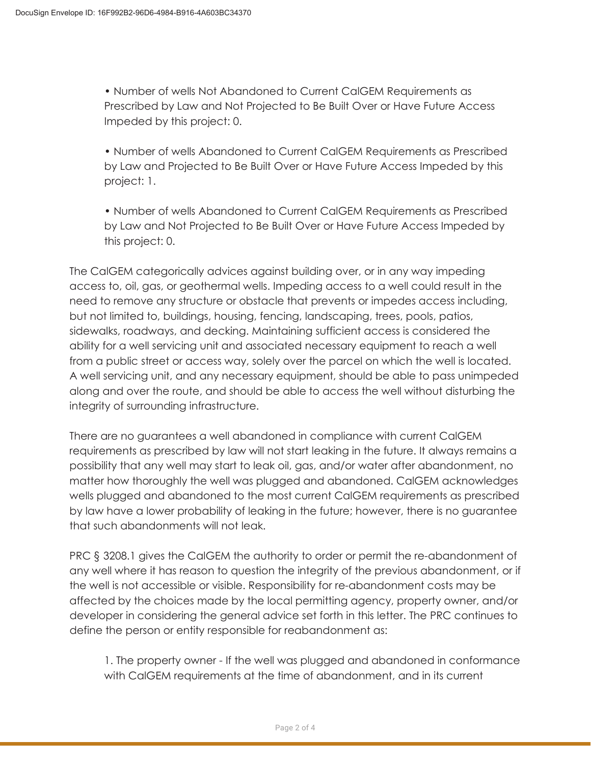- Number of wells Not Abandoned to Current CalGEM Requirements as Prescribed by Law and Not Projected to Be Built Over or Have Future Access Impeded by this project: 0.

- Number of wells Abandoned to Current CalGEM Requirements as Prescribed by Law and Projected to Be Built Over or Have Future Access Impeded by this project: 1.

- Number of wells Abandoned to Current CalGEM Requirements as Prescribed by Law and Not Projected to Be Built Over or Have Future Access Impeded by this project: 0.

The CalGEM categorically advices against building over, or in any way impeding access to, oil, gas, or geothermal wells. Impeding access to a well could result in the need to remove any structure or obstacle that prevents or impedes access including, but not limited to, buildings, housing, fencing, landscaping, trees, pools, patios, sidewalks, roadways, and decking. Maintaining sufficient access is considered the ability for a well servicing unit and associated necessary equipment to reach a well from a public street or access way, solely over the parcel on which the well is located. A well servicing unit, and any necessary equipment, should be able to pass unimpeded along and over the route, and should be able to access the well without disturbing the integrity of surrounding infrastructure.

There are no guarantees a well abandoned in compliance with current CalGEM requirements as prescribed by law will not start leaking in the future. It always remains a possibility that any well may start to leak oil, gas, and/or water after abandonment, no matter how thoroughly the well was plugged and abandoned. CalGEM acknowledges wells plugged and abandoned to the most current CalGEM requirements as prescribed by law have a lower probability of leaking in the future; however, there is no guarantee that such abandonments will not leak.

PRC § 3208.1 gives the CalGEM the authority to order or permit the re-abandonment of any well where it has reason to question the integrity of the previous abandonment, or if the well is not accessible or visible. Responsibility for re-abandonment costs may be affected by the choices made by the local permitting agency, property owner, and/or developer in considering the general advice set forth in this letter. The PRC continues to define the person or entity responsible for reabandonment as:

1. The property owner - If the well was plugged and abandoned in conformance with CalGEM requirements at the time of abandonment, and in its current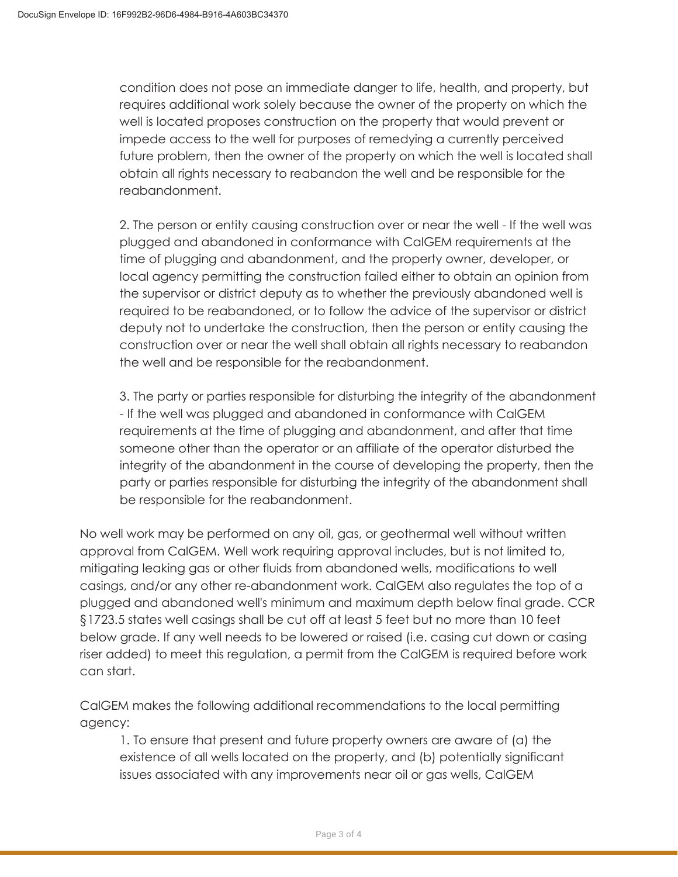condition does not pose an immediate danger to life, health, and property, but requires additional work solely because the owner of the property on which the well is located proposes construction on the property that would prevent or impede access to the well for purposes of remedying a currently perceived future problem, then the owner of the property on which the well is located shall obtain all rights necessary to reabandon the well and be responsible for the reabandonment.

2. The person or entity causing construction over or near the well - If the well was plugged and abandoned in conformance with CalGEM requirements at the time of plugging and abandonment, and the property owner, developer, or local agency permitting the construction failed either to obtain an opinion from the supervisor or district deputy as to whether the previously abandoned well is required to be reabandoned, or to follow the advice of the supervisor or district deputy not to undertake the construction, then the person or entity causing the construction over or near the well shall obtain all rights necessary to reabandon the well and be responsible for the reabandonment.

3. The party or parties responsible for disturbing the integrity of the abandonment - If the well was plugged and abandoned in conformance with CalGEM requirements at the time of plugging and abandonment, and after that time someone other than the operator or an affiliate of the operator disturbed the integrity of the abandonment in the course of developing the property, then the party or parties responsible for disturbing the integrity of the abandonment shall be responsible for the reabandonment.

No well work may be performed on any oil, gas, or geothermal well without written approval from CalGEM. Well work requiring approval includes, but is not limited to, mitigating leaking gas or other fluids from abandoned wells, modifications to well casings, and/or any other re-abandonment work. CalGEM also regulates the top of a plugged and abandoned well's minimum and maximum depth below final grade. CCR §1723.5 states well casings shall be cut off at least 5 feet but no more than 10 feet below grade. If any well needs to be lowered or raised (i.e. casing cut down or casing riser added) to meet this regulation, a permit from the CalGEM is required before work can start.

CalGEM makes the following additional recommendations to the local permitting agency:

1. To ensure that present and future property owners are aware of (a) the existence of all wells located on the property, and (b) potentially significant issues associated with any improvements near oil or gas wells, CalGEM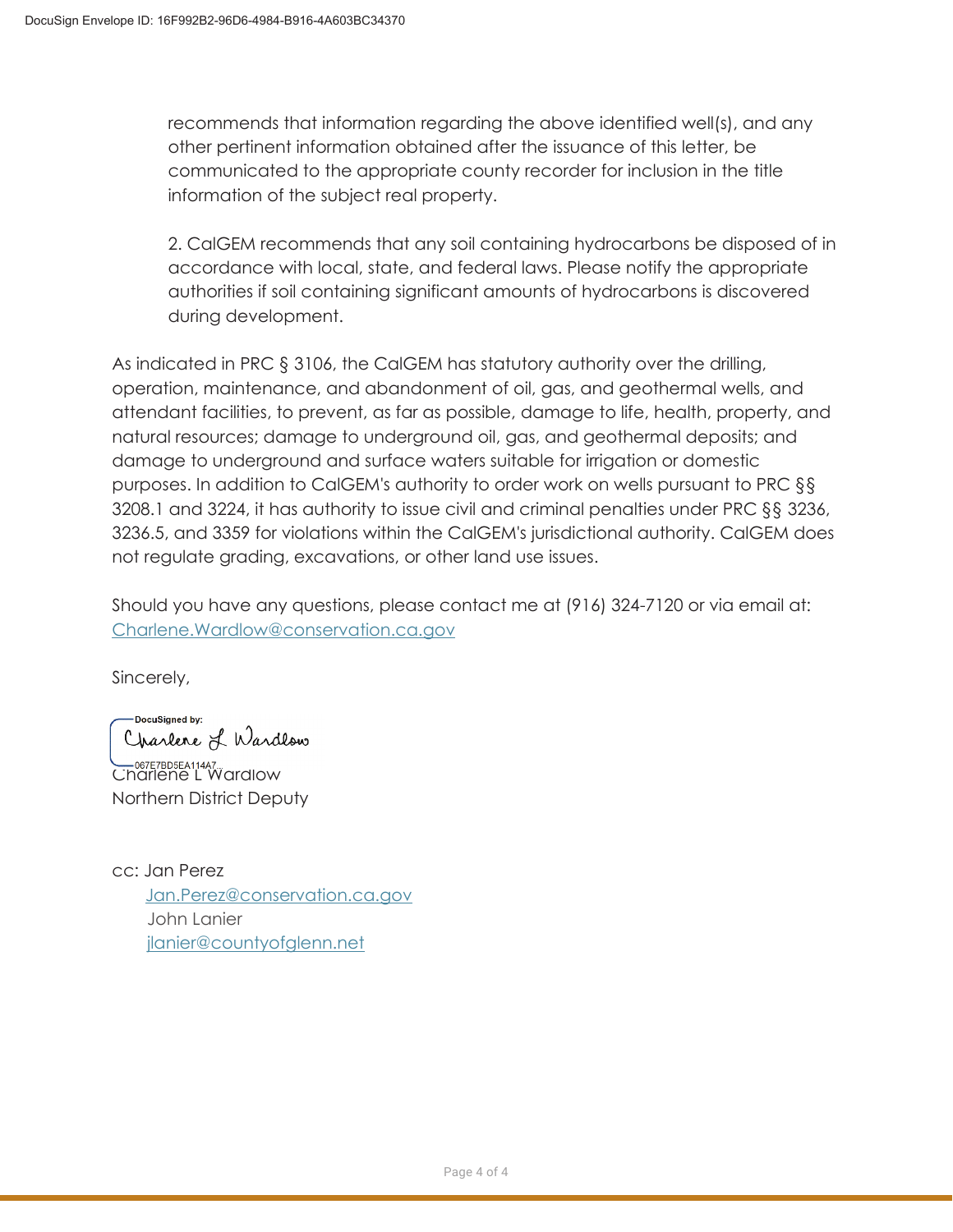recommends that information regarding the above identified well(s), and any other pertinent information obtained after the issuance of this letter, be communicated to the appropriate county recorder for inclusion in the title information of the subject real property.

2. CalGEM recommends that any soil containing hydrocarbons be disposed of in accordance with local, state, and federal laws. Please notify the appropriate authorities if soil containing significant amounts of hydrocarbons is discovered during development.

As indicated in PRC § 3106, the CalGEM has statutory authority over the drilling, operation, maintenance, and abandonment of oil, gas, and geothermal wells, and attendant facilities, to prevent, as far as possible, damage to life, health, property, and natural resources; damage to underground oil, gas, and geothermal deposits; and damage to underground and surface waters suitable for irrigation or domestic purposes. In addition to CalGEM's authority to order work on wells pursuant to PRC §§ 3208.1 and 3224, it has authority to issue civil and criminal penalties under PRC §§ 3236, 3236.5, and 3359 for violations within the CalGEM's jurisdictional authority. CalGEM does not regulate grading, excavations, or other land use issues.

Should you have any questions, please contact me at (916) 324-7120 or via email at: Charlene.Wardlow@conservation.ca.gov

Sincerely,

DocuSigned by:
Charlene L Wardlow
067E7BD5EA114A7...

Charlene L Wardlow
Northern District Deputy

cc: Jan Perez
Jan.Perez@conservation.ca.gov
John Lanier
jlanier@countyofglenn.net